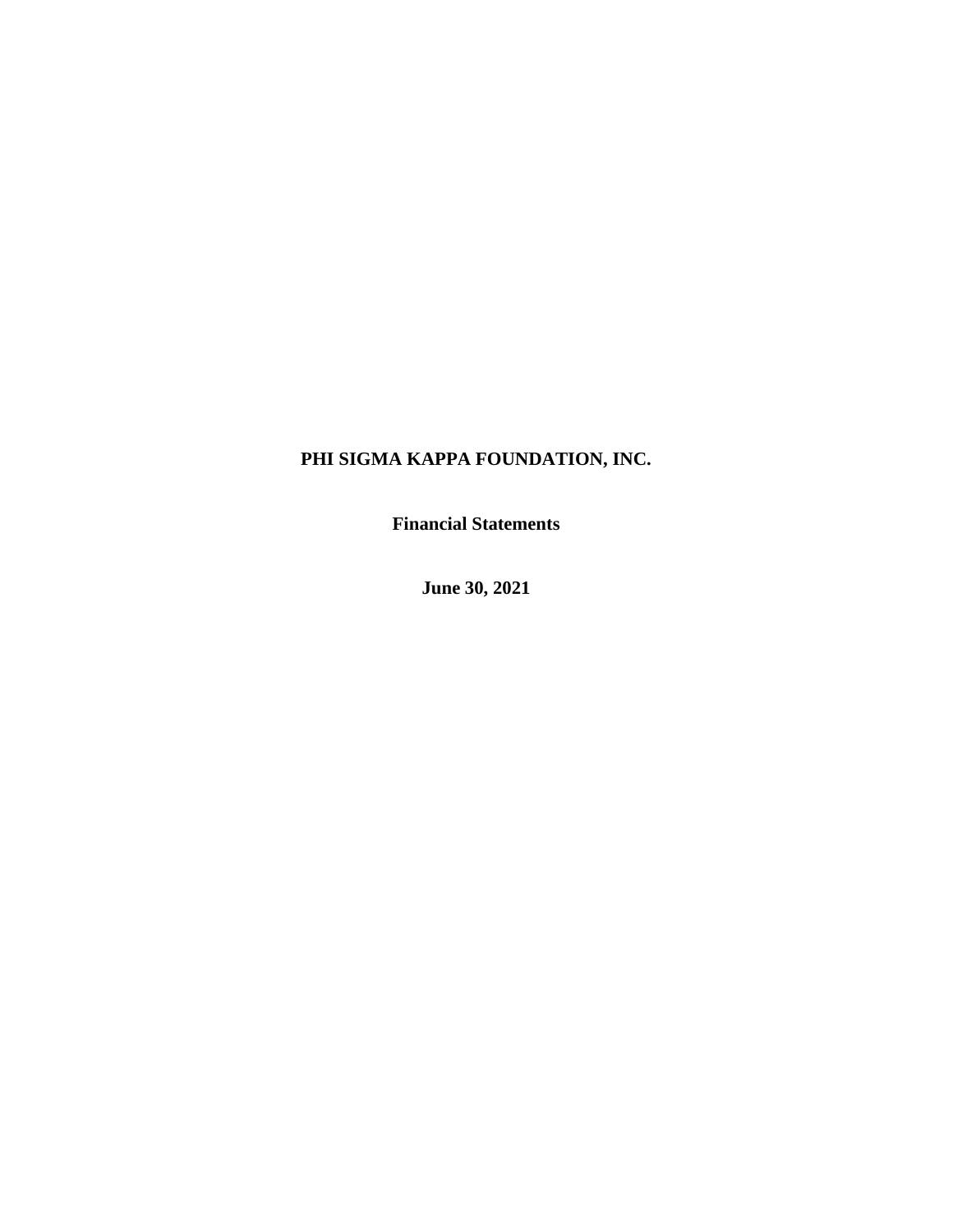# PHI SIGMA KAPPA FOUNDATION, INC.

**Financial Statements**

**June 30, 2021**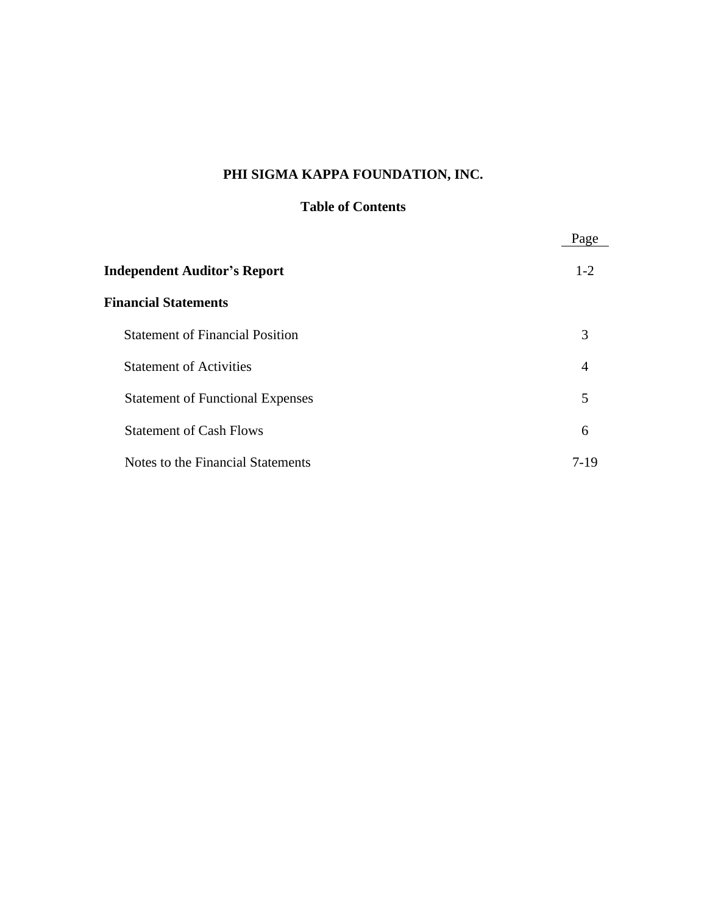# PHI SIGMA KAPPA FOUNDATION, INC.

## Table of Contents

| | Page |
|---|---|
| **Independent Auditor's Report** | 1-2 |
| **Financial Statements** | |
| Statement of Financial Position | 3 |
| Statement of Activities | 4 |
| Statement of Functional Expenses | 5 |
| Statement of Cash Flows | 6 |
| Notes to the Financial Statements | 7-19 |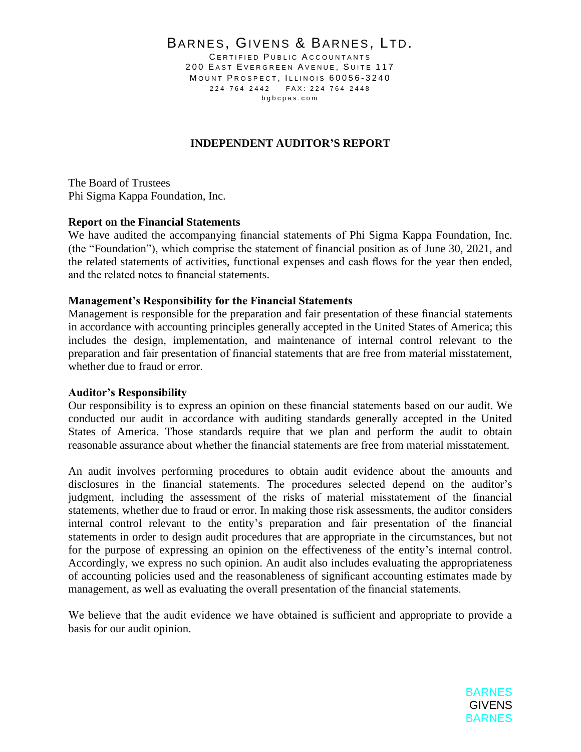BARNES, GIVENS & BARNES, LTD.

CERTIFIED PUBLIC ACCOUNTANTS
200 EAST EVERGREEN AVENUE, SUITE 117
MOUNT PROSPECT, ILLINOIS 60056-3240
224-764-2442 FAX: 224-764-2448
bgbcpas.com

## INDEPENDENT AUDITOR'S REPORT

The Board of Trustees
Phi Sigma Kappa Foundation, Inc.

**Report on the Financial Statements**

We have audited the accompanying financial statements of Phi Sigma Kappa Foundation, Inc. (the "Foundation"), which comprise the statement of financial position as of June 30, 2021, and the related statements of activities, functional expenses and cash flows for the year then ended, and the related notes to financial statements.

**Management's Responsibility for the Financial Statements**

Management is responsible for the preparation and fair presentation of these financial statements in accordance with accounting principles generally accepted in the United States of America; this includes the design, implementation, and maintenance of internal control relevant to the preparation and fair presentation of financial statements that are free from material misstatement, whether due to fraud or error.

**Auditor's Responsibility**

Our responsibility is to express an opinion on these financial statements based on our audit. We conducted our audit in accordance with auditing standards generally accepted in the United States of America. Those standards require that we plan and perform the audit to obtain reasonable assurance about whether the financial statements are free from material misstatement.

An audit involves performing procedures to obtain audit evidence about the amounts and disclosures in the financial statements. The procedures selected depend on the auditor's judgment, including the assessment of the risks of material misstatement of the financial statements, whether due to fraud or error. In making those risk assessments, the auditor considers internal control relevant to the entity's preparation and fair presentation of the financial statements in order to design audit procedures that are appropriate in the circumstances, but not for the purpose of expressing an opinion on the effectiveness of the entity's internal control. Accordingly, we express no such opinion. An audit also includes evaluating the appropriateness of accounting policies used and the reasonableness of significant accounting estimates made by management, as well as evaluating the overall presentation of the financial statements.

We believe that the audit evidence we have obtained is sufficient and appropriate to provide a basis for our audit opinion.

BARNES
GIVENS
BARNES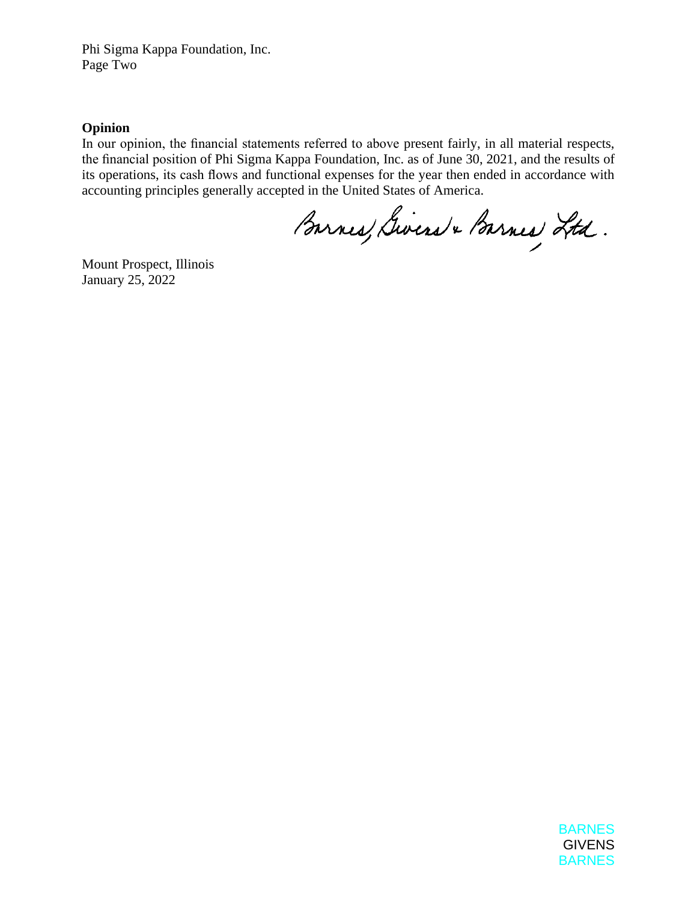Phi Sigma Kappa Foundation, Inc.
Page Two

**Opinion**

In our opinion, the financial statements referred to above present fairly, in all material respects, the financial position of Phi Sigma Kappa Foundation, Inc. as of June 30, 2021, and the results of its operations, its cash flows and functional expenses for the year then ended in accordance with accounting principles generally accepted in the United States of America.

Barnes, Givens & Barnes, Ltd.

Mount Prospect, Illinois
January 25, 2022

BARNES
GIVENS
BARNES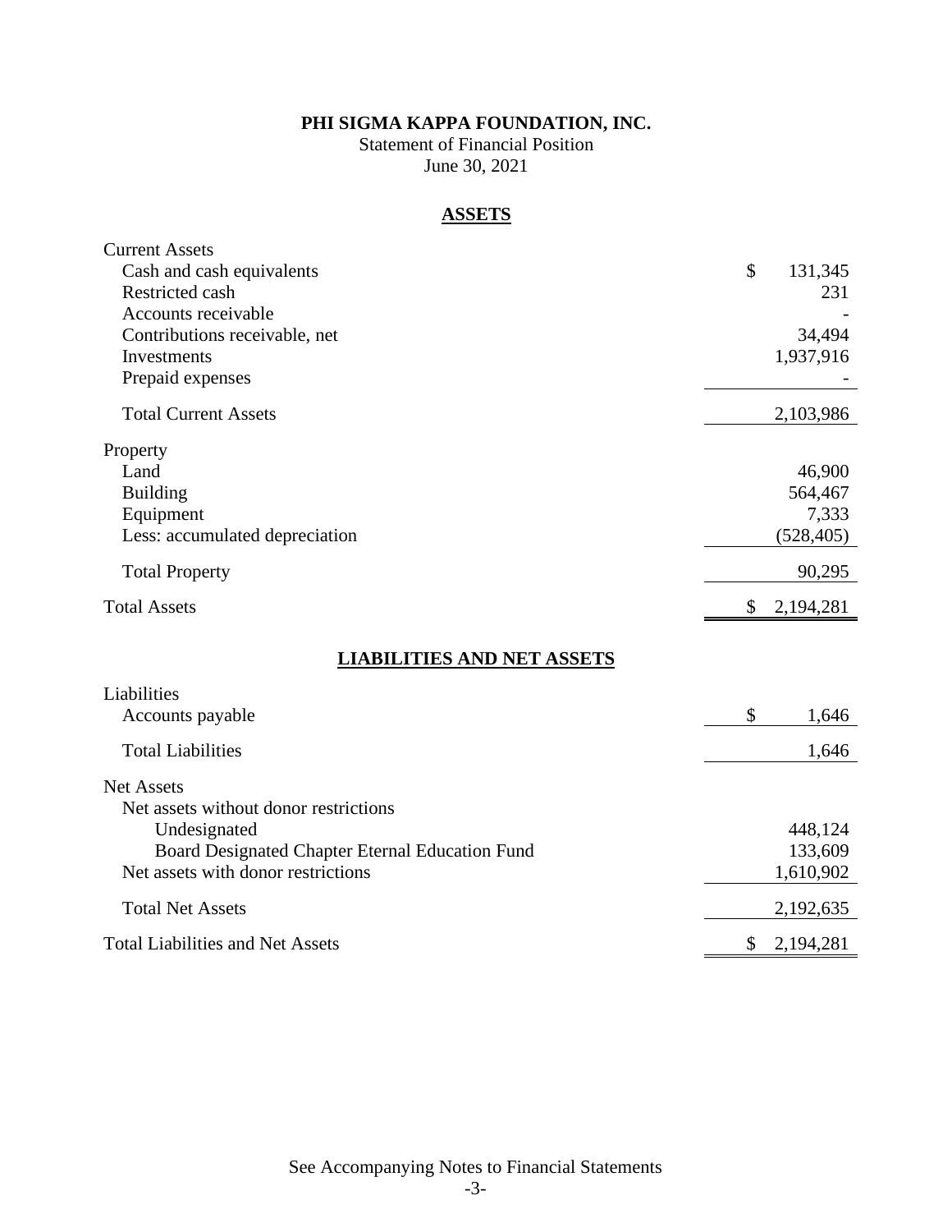**PHI SIGMA KAPPA FOUNDATION, INC.**
Statement of Financial Position
June 30, 2021

## ASSETS

| | |
|---|---|
| Current Assets | |
| Cash and cash equivalents | $ 131,345 |
| Restricted cash | 231 |
| Accounts receivable | - |
| Contributions receivable, net | 34,494 |
| Investments | 1,937,916 |
| Prepaid expenses | - |
| Total Current Assets | 2,103,986 |
| Property | |
| Land | 46,900 |
| Building | 564,467 |
| Equipment | 7,333 |
| Less: accumulated depreciation | (528,405) |
| Total Property | 90,295 |
| Total Assets | $ 2,194,281 |

## LIABILITIES AND NET ASSETS

| | |
|---|---|
| Liabilities | |
| Accounts payable | $ 1,646 |
| Total Liabilities | 1,646 |
| Net Assets | |
| Net assets without donor restrictions | |
| Undesignated | 448,124 |
| Board Designated Chapter Eternal Education Fund | 133,609 |
| Net assets with donor restrictions | 1,610,902 |
| Total Net Assets | 2,192,635 |
| Total Liabilities and Net Assets | $ 2,194,281 |

See Accompanying Notes to Financial Statements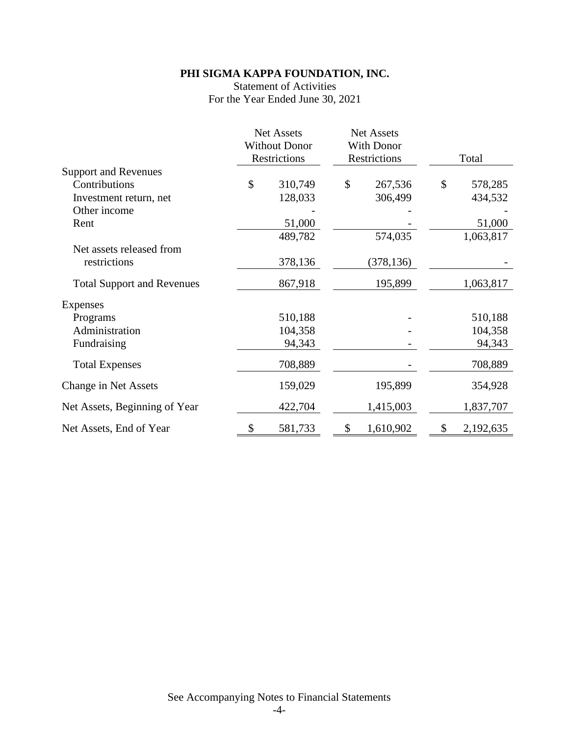# PHI SIGMA KAPPA FOUNDATION, INC.

Statement of Activities

For the Year Ended June 30, 2021

| | Net Assets Without Donor Restrictions | Net Assets With Donor Restrictions | Total |
|---|---|---|---|
| **Support and Revenues** | | | |
| Contributions | $ 310,749 | $ 267,536 | $ 578,285 |
| Investment return, net | 128,033 | 306,499 | 434,532 |
| Other income | - | - | - |
| Rent | 51,000 | - | 51,000 |
| | 489,782 | 574,035 | 1,063,817 |
| Net assets released from restrictions | 378,136 | (378,136) | - |
| Total Support and Revenues | 867,918 | 195,899 | 1,063,817 |
| **Expenses** | | | |
| Programs | 510,188 | - | 510,188 |
| Administration | 104,358 | - | 104,358 |
| Fundraising | 94,343 | - | 94,343 |
| Total Expenses | 708,889 | - | 708,889 |
| Change in Net Assets | 159,029 | 195,899 | 354,928 |
| Net Assets, Beginning of Year | 422,704 | 1,415,003 | 1,837,707 |
| Net Assets, End of Year | $ 581,733 | $ 1,610,902 | $ 2,192,635 |

See Accompanying Notes to Financial Statements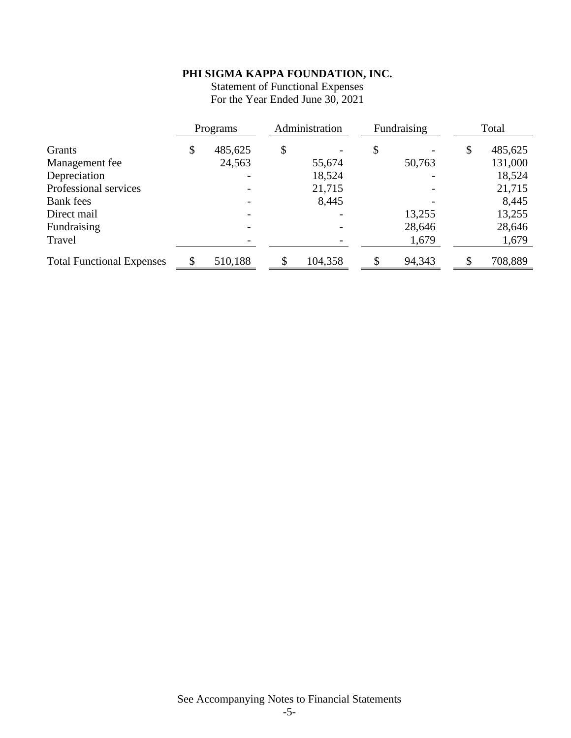**PHI SIGMA KAPPA FOUNDATION, INC.**

Statement of Functional Expenses

For the Year Ended June 30, 2021

| | Programs | Administration | Fundraising | Total |
|---|---|---|---|---|
| Grants | $ 485,625 | $ - | $ - | $ 485,625 |
| Management fee | 24,563 | 55,674 | 50,763 | 131,000 |
| Depreciation | - | 18,524 | - | 18,524 |
| Professional services | - | 21,715 | - | 21,715 |
| Bank fees | - | 8,445 | - | 8,445 |
| Direct mail | - | - | 13,255 | 13,255 |
| Fundraising | - | - | 28,646 | 28,646 |
| Travel | - | - | 1,679 | 1,679 |
| Total Functional Expenses | $ 510,188 | $ 104,358 | $ 94,343 | $ 708,889 |

See Accompanying Notes to Financial Statements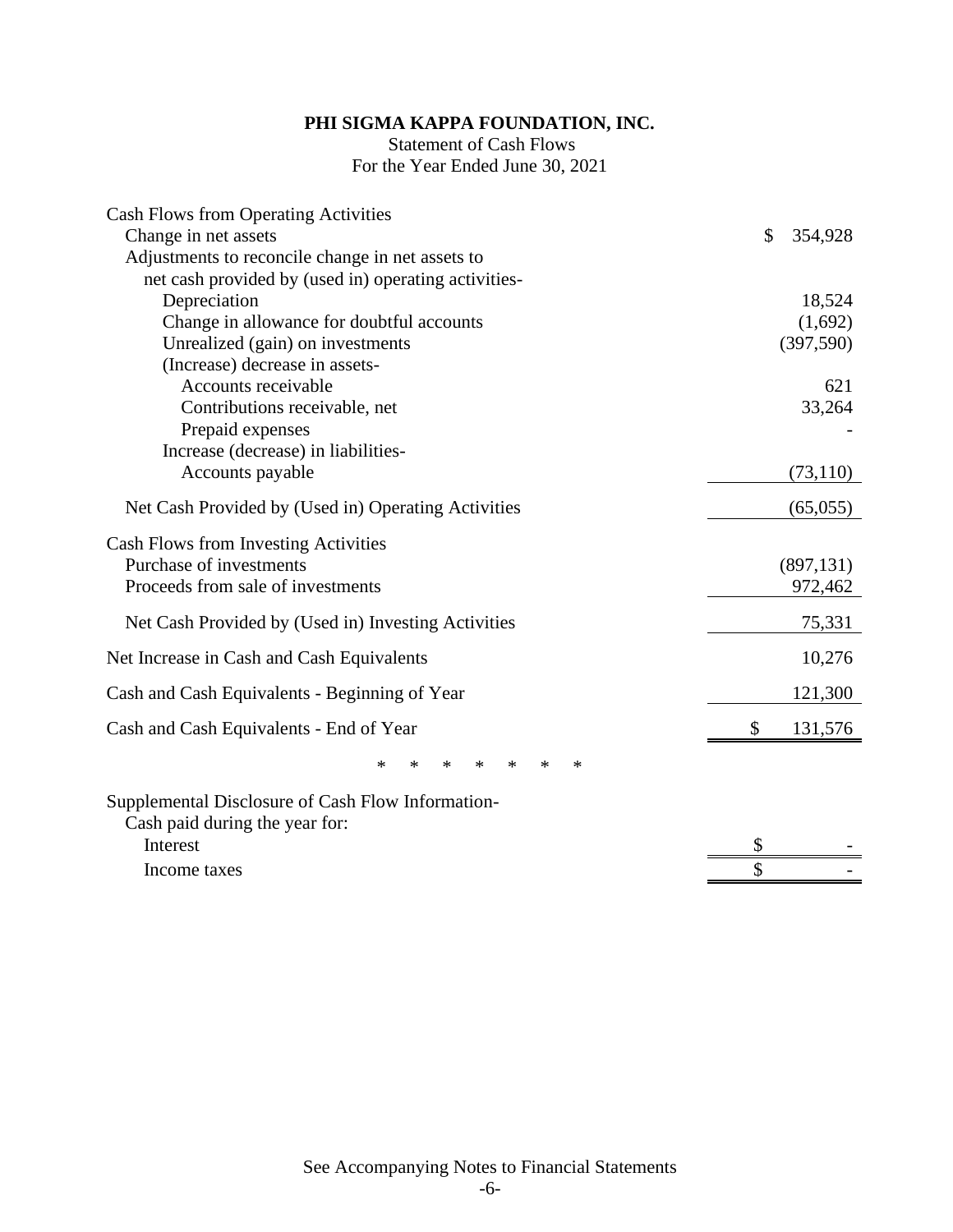**PHI SIGMA KAPPA FOUNDATION, INC.**

Statement of Cash Flows

For the Year Ended June 30, 2021

| | |
|---|---:|
| Cash Flows from Operating Activities | |
| Change in net assets | $ 354,928 |
| Adjustments to reconcile change in net assets to net cash provided by (used in) operating activities- | |
| Depreciation | 18,524 |
| Change in allowance for doubtful accounts | (1,692) |
| Unrealized (gain) on investments | (397,590) |
| (Increase) decrease in assets- | |
| Accounts receivable | 621 |
| Contributions receivable, net | 33,264 |
| Prepaid expenses | - |
| Increase (decrease) in liabilities- | |
| Accounts payable | (73,110) |
| Net Cash Provided by (Used in) Operating Activities | (65,055) |
| Cash Flows from Investing Activities | |
| Purchase of investments | (897,131) |
| Proceeds from sale of investments | 972,462 |
| Net Cash Provided by (Used in) Investing Activities | 75,331 |
| Net Increase in Cash and Cash Equivalents | 10,276 |
| Cash and Cash Equivalents - Beginning of Year | 121,300 |
| Cash and Cash Equivalents - End of Year | $ 131,576 |

\* \* \* \* \* \* \*

| | |
|---|---:|
| Supplemental Disclosure of Cash Flow Information- | |
| Cash paid during the year for: | |
| Interest | $ - |
| Income taxes | $ - |

See Accompanying Notes to Financial Statements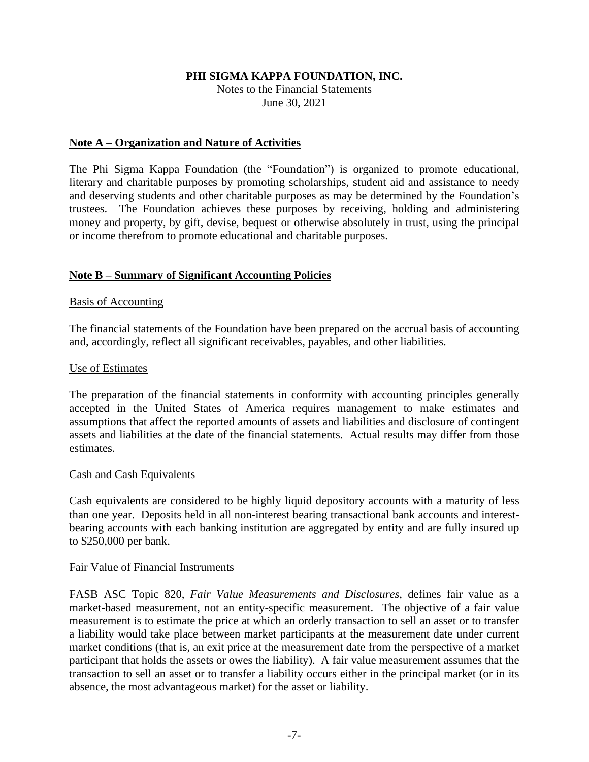**PHI SIGMA KAPPA FOUNDATION, INC.**
Notes to the Financial Statements
June 30, 2021

## Note A – Organization and Nature of Activities

The Phi Sigma Kappa Foundation (the "Foundation") is organized to promote educational, literary and charitable purposes by promoting scholarships, student aid and assistance to needy and deserving students and other charitable purposes as may be determined by the Foundation's trustees. The Foundation achieves these purposes by receiving, holding and administering money and property, by gift, devise, bequest or otherwise absolutely in trust, using the principal or income therefrom to promote educational and charitable purposes.

## Note B – Summary of Significant Accounting Policies

### Basis of Accounting

The financial statements of the Foundation have been prepared on the accrual basis of accounting and, accordingly, reflect all significant receivables, payables, and other liabilities.

### Use of Estimates

The preparation of the financial statements in conformity with accounting principles generally accepted in the United States of America requires management to make estimates and assumptions that affect the reported amounts of assets and liabilities and disclosure of contingent assets and liabilities at the date of the financial statements. Actual results may differ from those estimates.

### Cash and Cash Equivalents

Cash equivalents are considered to be highly liquid depository accounts with a maturity of less than one year. Deposits held in all non-interest bearing transactional bank accounts and interest-bearing accounts with each banking institution are aggregated by entity and are fully insured up to $250,000 per bank.

### Fair Value of Financial Instruments

FASB ASC Topic 820, *Fair Value Measurements and Disclosures*, defines fair value as a market-based measurement, not an entity-specific measurement. The objective of a fair value measurement is to estimate the price at which an orderly transaction to sell an asset or to transfer a liability would take place between market participants at the measurement date under current market conditions (that is, an exit price at the measurement date from the perspective of a market participant that holds the assets or owes the liability). A fair value measurement assumes that the transaction to sell an asset or to transfer a liability occurs either in the principal market (or in its absence, the most advantageous market) for the asset or liability.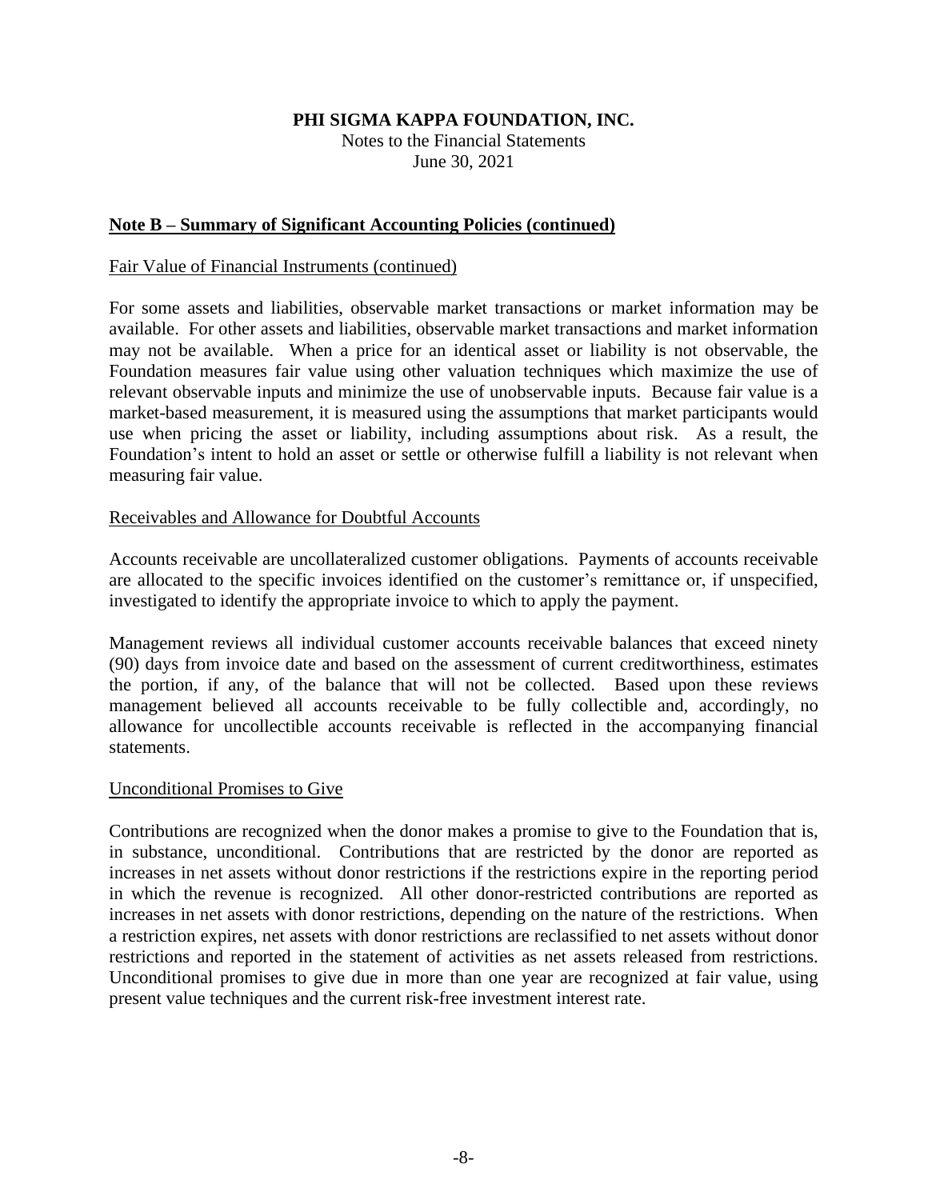**PHI SIGMA KAPPA FOUNDATION, INC.**
Notes to the Financial Statements
June 30, 2021

## Note B – Summary of Significant Accounting Policies (continued)

Fair Value of Financial Instruments (continued)

For some assets and liabilities, observable market transactions or market information may be available. For other assets and liabilities, observable market transactions and market information may not be available. When a price for an identical asset or liability is not observable, the Foundation measures fair value using other valuation techniques which maximize the use of relevant observable inputs and minimize the use of unobservable inputs. Because fair value is a market-based measurement, it is measured using the assumptions that market participants would use when pricing the asset or liability, including assumptions about risk. As a result, the Foundation's intent to hold an asset or settle or otherwise fulfill a liability is not relevant when measuring fair value.

Receivables and Allowance for Doubtful Accounts

Accounts receivable are uncollateralized customer obligations. Payments of accounts receivable are allocated to the specific invoices identified on the customer's remittance or, if unspecified, investigated to identify the appropriate invoice to which to apply the payment.

Management reviews all individual customer accounts receivable balances that exceed ninety (90) days from invoice date and based on the assessment of current creditworthiness, estimates the portion, if any, of the balance that will not be collected. Based upon these reviews management believed all accounts receivable to be fully collectible and, accordingly, no allowance for uncollectible accounts receivable is reflected in the accompanying financial statements.

Unconditional Promises to Give

Contributions are recognized when the donor makes a promise to give to the Foundation that is, in substance, unconditional. Contributions that are restricted by the donor are reported as increases in net assets without donor restrictions if the restrictions expire in the reporting period in which the revenue is recognized. All other donor-restricted contributions are reported as increases in net assets with donor restrictions, depending on the nature of the restrictions. When a restriction expires, net assets with donor restrictions are reclassified to net assets without donor restrictions and reported in the statement of activities as net assets released from restrictions. Unconditional promises to give due in more than one year are recognized at fair value, using present value techniques and the current risk-free investment interest rate.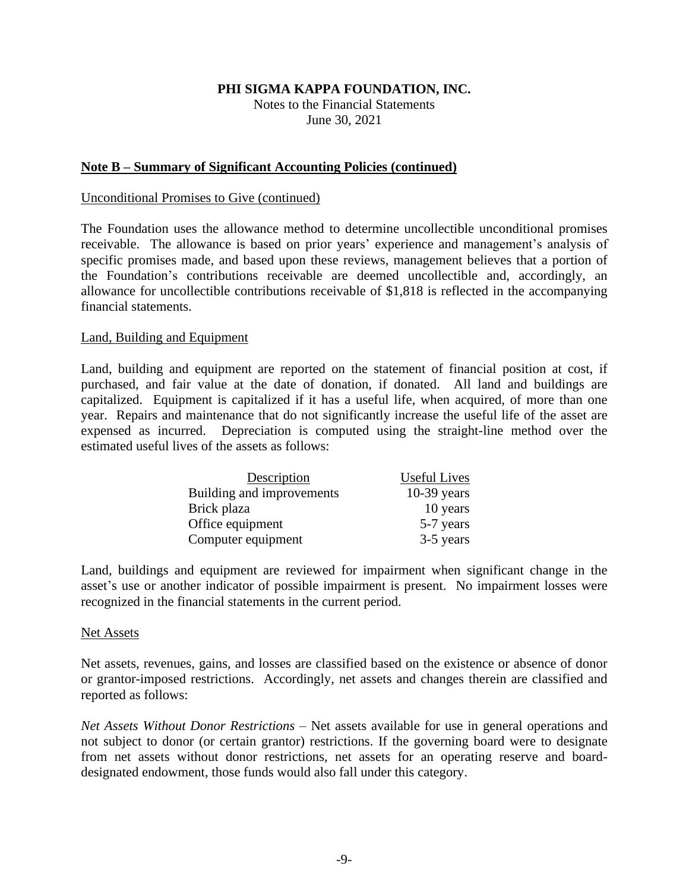**PHI SIGMA KAPPA FOUNDATION, INC.**
Notes to the Financial Statements
June 30, 2021

## Note B – Summary of Significant Accounting Policies (continued)

Unconditional Promises to Give (continued)

The Foundation uses the allowance method to determine uncollectible unconditional promises receivable. The allowance is based on prior years' experience and management's analysis of specific promises made, and based upon these reviews, management believes that a portion of the Foundation's contributions receivable are deemed uncollectible and, accordingly, an allowance for uncollectible contributions receivable of $1,818 is reflected in the accompanying financial statements.

Land, Building and Equipment

Land, building and equipment are reported on the statement of financial position at cost, if purchased, and fair value at the date of donation, if donated. All land and buildings are capitalized. Equipment is capitalized if it has a useful life, when acquired, of more than one year. Repairs and maintenance that do not significantly increase the useful life of the asset are expensed as incurred. Depreciation is computed using the straight-line method over the estimated useful lives of the assets as follows:

| Description | Useful Lives |
|---|---|
| Building and improvements | 10-39 years |
| Brick plaza | 10 years |
| Office equipment | 5-7 years |
| Computer equipment | 3-5 years |

Land, buildings and equipment are reviewed for impairment when significant change in the asset's use or another indicator of possible impairment is present. No impairment losses were recognized in the financial statements in the current period.

Net Assets

Net assets, revenues, gains, and losses are classified based on the existence or absence of donor or grantor-imposed restrictions. Accordingly, net assets and changes therein are classified and reported as follows:

*Net Assets Without Donor Restrictions* – Net assets available for use in general operations and not subject to donor (or certain grantor) restrictions. If the governing board were to designate from net assets without donor restrictions, net assets for an operating reserve and board-designated endowment, those funds would also fall under this category.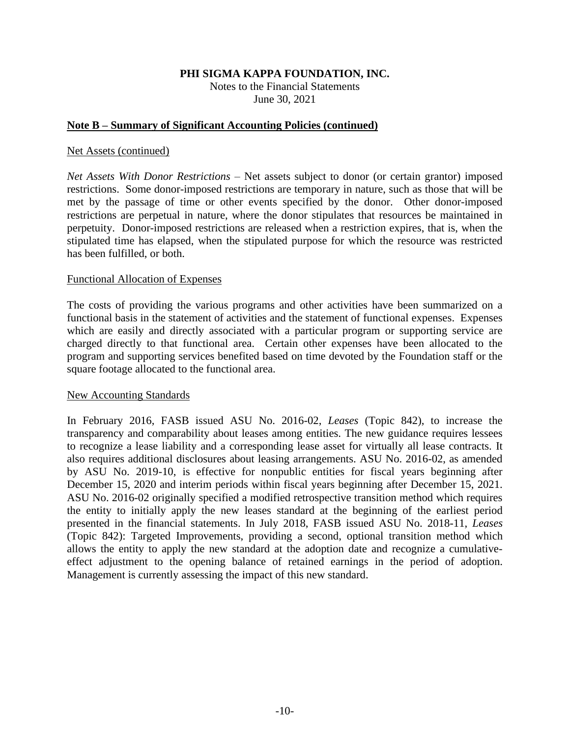**PHI SIGMA KAPPA FOUNDATION, INC.**
Notes to the Financial Statements
June 30, 2021

## Note B – Summary of Significant Accounting Policies (continued)

Net Assets (continued)

*Net Assets With Donor Restrictions* – Net assets subject to donor (or certain grantor) imposed restrictions. Some donor-imposed restrictions are temporary in nature, such as those that will be met by the passage of time or other events specified by the donor. Other donor-imposed restrictions are perpetual in nature, where the donor stipulates that resources be maintained in perpetuity. Donor-imposed restrictions are released when a restriction expires, that is, when the stipulated time has elapsed, when the stipulated purpose for which the resource was restricted has been fulfilled, or both.

Functional Allocation of Expenses

The costs of providing the various programs and other activities have been summarized on a functional basis in the statement of activities and the statement of functional expenses. Expenses which are easily and directly associated with a particular program or supporting service are charged directly to that functional area. Certain other expenses have been allocated to the program and supporting services benefited based on time devoted by the Foundation staff or the square footage allocated to the functional area.

New Accounting Standards

In February 2016, FASB issued ASU No. 2016-02, *Leases* (Topic 842), to increase the transparency and comparability about leases among entities. The new guidance requires lessees to recognize a lease liability and a corresponding lease asset for virtually all lease contracts. It also requires additional disclosures about leasing arrangements. ASU No. 2016-02, as amended by ASU No. 2019-10, is effective for nonpublic entities for fiscal years beginning after December 15, 2020 and interim periods within fiscal years beginning after December 15, 2021. ASU No. 2016-02 originally specified a modified retrospective transition method which requires the entity to initially apply the new leases standard at the beginning of the earliest period presented in the financial statements. In July 2018, FASB issued ASU No. 2018-11, *Leases* (Topic 842): Targeted Improvements, providing a second, optional transition method which allows the entity to apply the new standard at the adoption date and recognize a cumulative-effect adjustment to the opening balance of retained earnings in the period of adoption. Management is currently assessing the impact of this new standard.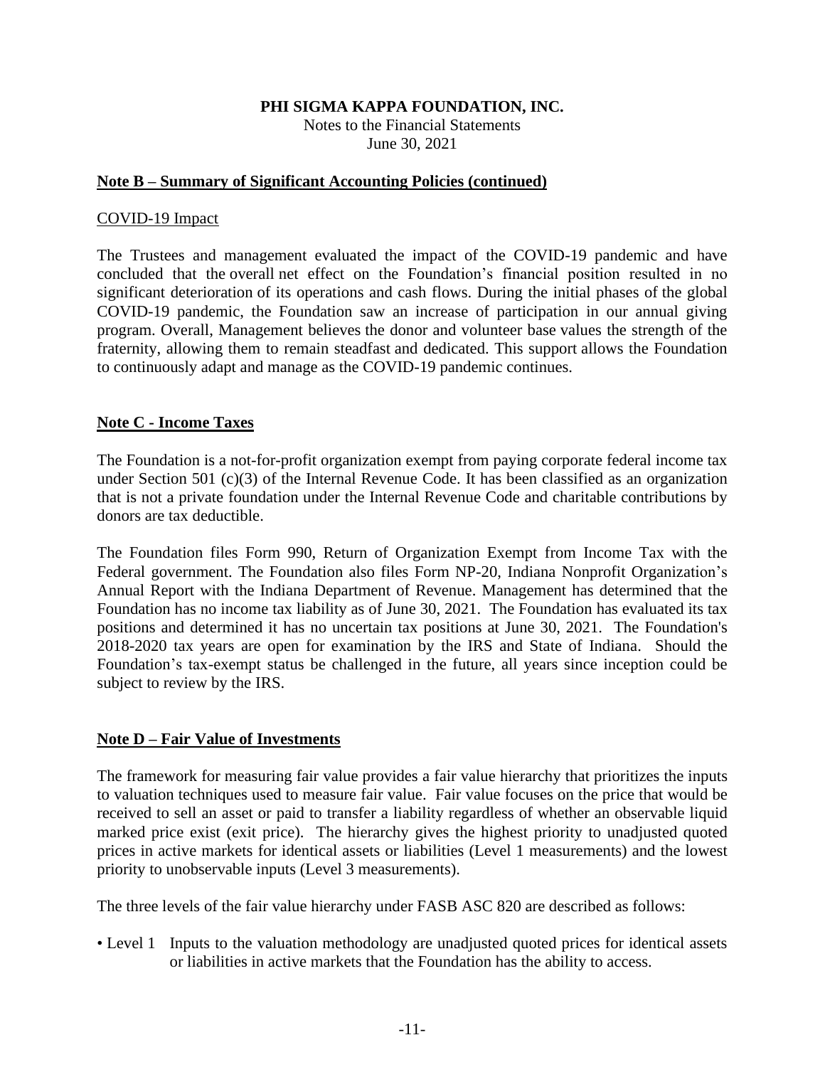# PHI SIGMA KAPPA FOUNDATION, INC.

Notes to the Financial Statements
June 30, 2021

## Note B – Summary of Significant Accounting Policies (continued)

### COVID-19 Impact

The Trustees and management evaluated the impact of the COVID-19 pandemic and have concluded that the overall net effect on the Foundation's financial position resulted in no significant deterioration of its operations and cash flows. During the initial phases of the global COVID-19 pandemic, the Foundation saw an increase of participation in our annual giving program. Overall, Management believes the donor and volunteer base values the strength of the fraternity, allowing them to remain steadfast and dedicated. This support allows the Foundation to continuously adapt and manage as the COVID-19 pandemic continues.

## Note C - Income Taxes

The Foundation is a not-for-profit organization exempt from paying corporate federal income tax under Section 501 (c)(3) of the Internal Revenue Code. It has been classified as an organization that is not a private foundation under the Internal Revenue Code and charitable contributions by donors are tax deductible.

The Foundation files Form 990, Return of Organization Exempt from Income Tax with the Federal government. The Foundation also files Form NP-20, Indiana Nonprofit Organization's Annual Report with the Indiana Department of Revenue. Management has determined that the Foundation has no income tax liability as of June 30, 2021. The Foundation has evaluated its tax positions and determined it has no uncertain tax positions at June 30, 2021. The Foundation's 2018-2020 tax years are open for examination by the IRS and State of Indiana. Should the Foundation's tax-exempt status be challenged in the future, all years since inception could be subject to review by the IRS.

## Note D – Fair Value of Investments

The framework for measuring fair value provides a fair value hierarchy that prioritizes the inputs to valuation techniques used to measure fair value. Fair value focuses on the price that would be received to sell an asset or paid to transfer a liability regardless of whether an observable liquid marked price exist (exit price). The hierarchy gives the highest priority to unadjusted quoted prices in active markets for identical assets or liabilities (Level 1 measurements) and the lowest priority to unobservable inputs (Level 3 measurements).

The three levels of the fair value hierarchy under FASB ASC 820 are described as follows:

- Level 1 Inputs to the valuation methodology are unadjusted quoted prices for identical assets or liabilities in active markets that the Foundation has the ability to access.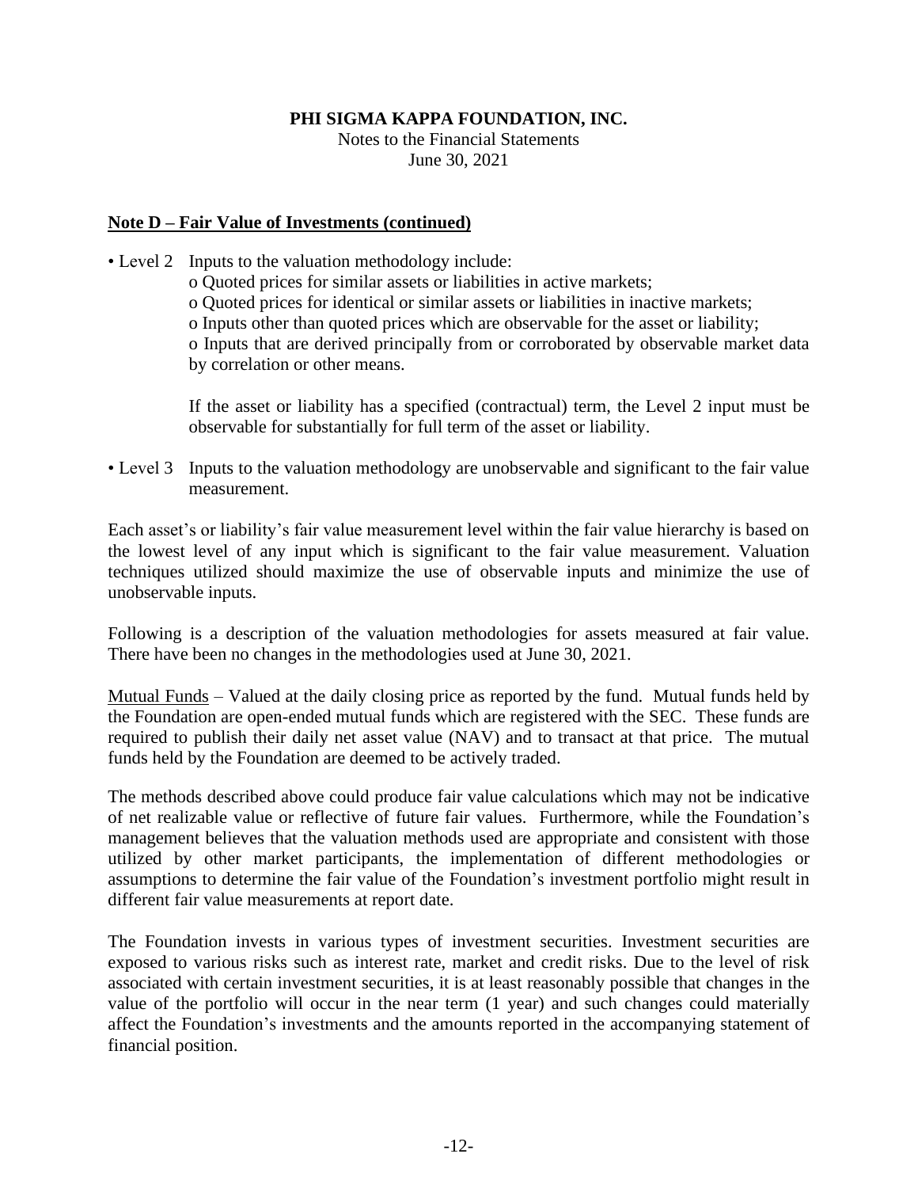**PHI SIGMA KAPPA FOUNDATION, INC.**
Notes to the Financial Statements
June 30, 2021

**Note D – Fair Value of Investments (continued)**

- Level 2 Inputs to the valuation methodology include:
  - o Quoted prices for similar assets or liabilities in active markets;
  - o Quoted prices for identical or similar assets or liabilities in inactive markets;
  - o Inputs other than quoted prices which are observable for the asset or liability;
  - o Inputs that are derived principally from or corroborated by observable market data by correlation or other means.

  If the asset or liability has a specified (contractual) term, the Level 2 input must be observable for substantially for full term of the asset or liability.

- Level 3 Inputs to the valuation methodology are unobservable and significant to the fair value measurement.

Each asset's or liability's fair value measurement level within the fair value hierarchy is based on the lowest level of any input which is significant to the fair value measurement. Valuation techniques utilized should maximize the use of observable inputs and minimize the use of unobservable inputs.

Following is a description of the valuation methodologies for assets measured at fair value. There have been no changes in the methodologies used at June 30, 2021.

Mutual Funds – Valued at the daily closing price as reported by the fund. Mutual funds held by the Foundation are open-ended mutual funds which are registered with the SEC. These funds are required to publish their daily net asset value (NAV) and to transact at that price. The mutual funds held by the Foundation are deemed to be actively traded.

The methods described above could produce fair value calculations which may not be indicative of net realizable value or reflective of future fair values. Furthermore, while the Foundation's management believes that the valuation methods used are appropriate and consistent with those utilized by other market participants, the implementation of different methodologies or assumptions to determine the fair value of the Foundation's investment portfolio might result in different fair value measurements at report date.

The Foundation invests in various types of investment securities. Investment securities are exposed to various risks such as interest rate, market and credit risks. Due to the level of risk associated with certain investment securities, it is at least reasonably possible that changes in the value of the portfolio will occur in the near term (1 year) and such changes could materially affect the Foundation's investments and the amounts reported in the accompanying statement of financial position.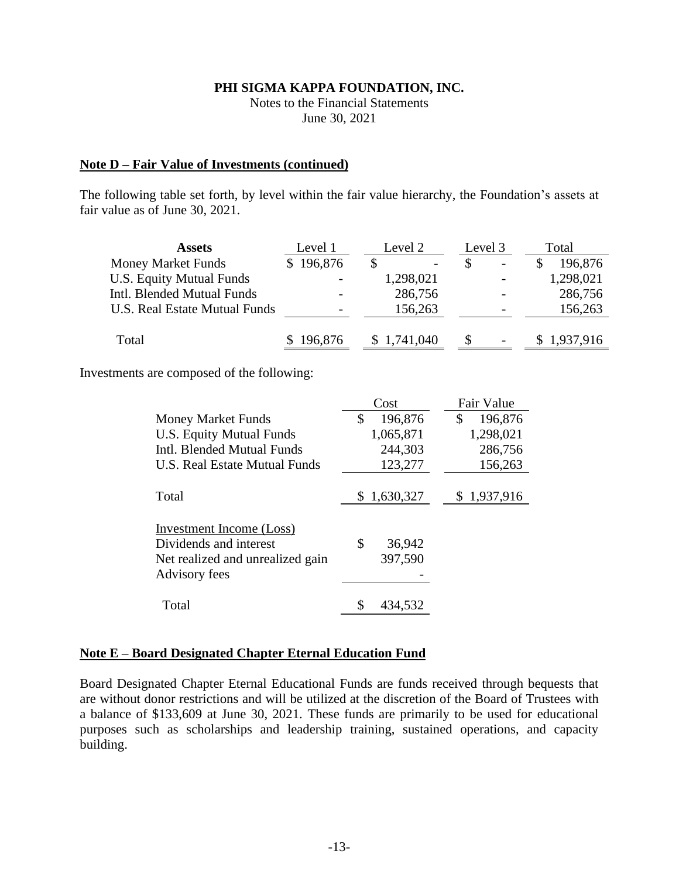**PHI SIGMA KAPPA FOUNDATION, INC.**
Notes to the Financial Statements
June 30, 2021

**Note D – Fair Value of Investments (continued)**

The following table set forth, by level within the fair value hierarchy, the Foundation's assets at fair value as of June 30, 2021.

| Assets | Level 1 | Level 2 | Level 3 | Total |
|---|---|---|---|---|
| Money Market Funds | $ 196,876 | $ - | $ - | $ 196,876 |
| U.S. Equity Mutual Funds | - | 1,298,021 | - | 1,298,021 |
| Intl. Blended Mutual Funds | - | 286,756 | - | 286,756 |
| U.S. Real Estate Mutual Funds | - | 156,263 | - | 156,263 |
| Total | $ 196,876 | $ 1,741,040 | $ - | $ 1,937,916 |

Investments are composed of the following:

| | Cost | Fair Value |
|---|---|---|
| Money Market Funds | $ 196,876 | $ 196,876 |
| U.S. Equity Mutual Funds | 1,065,871 | 1,298,021 |
| Intl. Blended Mutual Funds | 244,303 | 286,756 |
| U.S. Real Estate Mutual Funds | 123,277 | 156,263 |
| Total | $ 1,630,327 | $ 1,937,916 |
| Investment Income (Loss) | | |
| Dividends and interest | $ 36,942 | |
| Net realized and unrealized gain | 397,590 | |
| Advisory fees | - | |
| Total | $ 434,532 | |

**Note E – Board Designated Chapter Eternal Education Fund**

Board Designated Chapter Eternal Educational Funds are funds received through bequests that are without donor restrictions and will be utilized at the discretion of the Board of Trustees with a balance of $133,609 at June 30, 2021. These funds are primarily to be used for educational purposes such as scholarships and leadership training, sustained operations, and capacity building.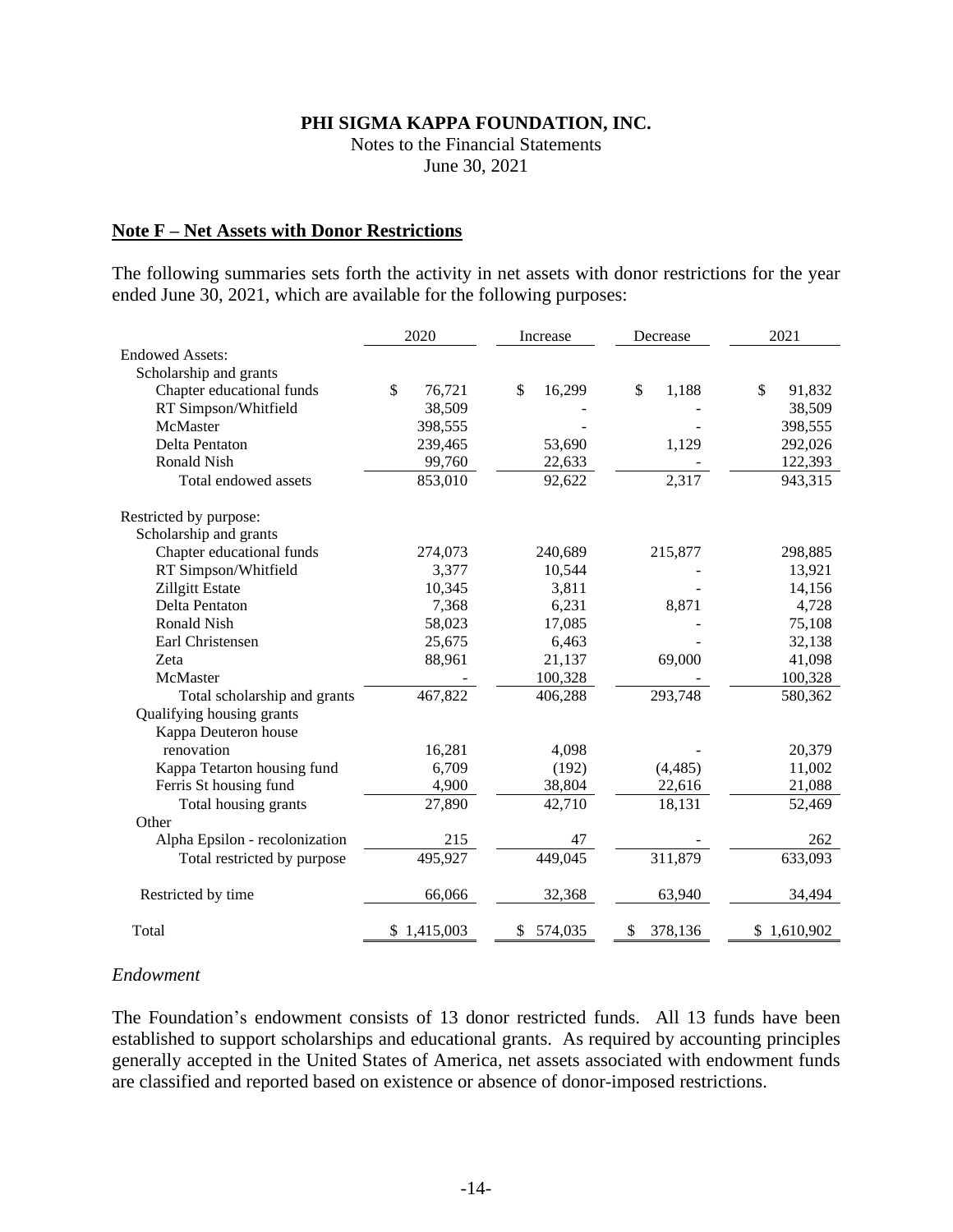**PHI SIGMA KAPPA FOUNDATION, INC.**
Notes to the Financial Statements
June 30, 2021

## Note F – Net Assets with Donor Restrictions

The following summaries sets forth the activity in net assets with donor restrictions for the year ended June 30, 2021, which are available for the following purposes:

| | 2020 | Increase | Decrease | 2021 |
|---|---|---|---|---|
| Endowed Assets: | | | | |
| Scholarship and grants | | | | |
| Chapter educational funds | $ 76,721 | $ 16,299 | $ 1,188 | $ 91,832 |
| RT Simpson/Whitfield | 38,509 | - | - | 38,509 |
| McMaster | 398,555 | - | - | 398,555 |
| Delta Pentaton | 239,465 | 53,690 | 1,129 | 292,026 |
| Ronald Nish | 99,760 | 22,633 | - | 122,393 |
| Total endowed assets | 853,010 | 92,622 | 2,317 | 943,315 |
| Restricted by purpose: | | | | |
| Scholarship and grants | | | | |
| Chapter educational funds | 274,073 | 240,689 | 215,877 | 298,885 |
| RT Simpson/Whitfield | 3,377 | 10,544 | - | 13,921 |
| Zillgitt Estate | 10,345 | 3,811 | - | 14,156 |
| Delta Pentaton | 7,368 | 6,231 | 8,871 | 4,728 |
| Ronald Nish | 58,023 | 17,085 | - | 75,108 |
| Earl Christensen | 25,675 | 6,463 | - | 32,138 |
| Zeta | 88,961 | 21,137 | 69,000 | 41,098 |
| McMaster | - | 100,328 | - | 100,328 |
| Total scholarship and grants | 467,822 | 406,288 | 293,748 | 580,362 |
| Qualifying housing grants | | | | |
| Kappa Deuteron house renovation | 16,281 | 4,098 | - | 20,379 |
| Kappa Tetarton housing fund | 6,709 | (192) | (4,485) | 11,002 |
| Ferris St housing fund | 4,900 | 38,804 | 22,616 | 21,088 |
| Total housing grants | 27,890 | 42,710 | 18,131 | 52,469 |
| Other | | | | |
| Alpha Epsilon - recolonization | 215 | 47 | - | 262 |
| Total restricted by purpose | 495,927 | 449,045 | 311,879 | 633,093 |
| Restricted by time | 66,066 | 32,368 | 63,940 | 34,494 |
| Total | $ 1,415,003 | $ 574,035 | $ 378,136 | $ 1,610,902 |

*Endowment*

The Foundation's endowment consists of 13 donor restricted funds. All 13 funds have been established to support scholarships and educational grants. As required by accounting principles generally accepted in the United States of America, net assets associated with endowment funds are classified and reported based on existence or absence of donor-imposed restrictions.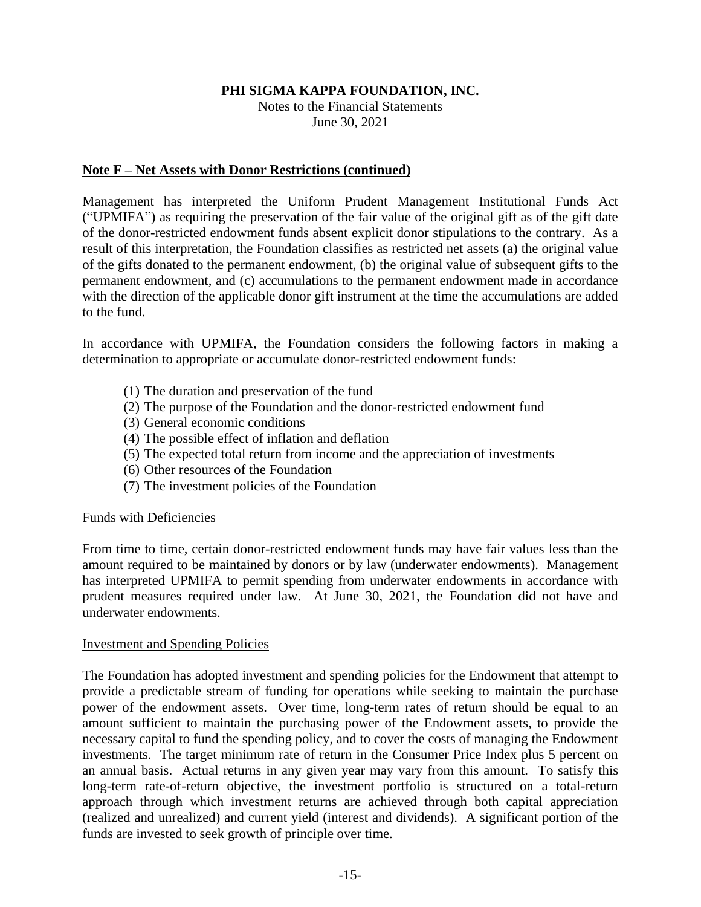**PHI SIGMA KAPPA FOUNDATION, INC.**
Notes to the Financial Statements
June 30, 2021

**Note F – Net Assets with Donor Restrictions (continued)**

Management has interpreted the Uniform Prudent Management Institutional Funds Act ("UPMIFA") as requiring the preservation of the fair value of the original gift as of the gift date of the donor-restricted endowment funds absent explicit donor stipulations to the contrary. As a result of this interpretation, the Foundation classifies as restricted net assets (a) the original value of the gifts donated to the permanent endowment, (b) the original value of subsequent gifts to the permanent endowment, and (c) accumulations to the permanent endowment made in accordance with the direction of the applicable donor gift instrument at the time the accumulations are added to the fund.

In accordance with UPMIFA, the Foundation considers the following factors in making a determination to appropriate or accumulate donor-restricted endowment funds:

(1) The duration and preservation of the fund
(2) The purpose of the Foundation and the donor-restricted endowment fund
(3) General economic conditions
(4) The possible effect of inflation and deflation
(5) The expected total return from income and the appreciation of investments
(6) Other resources of the Foundation
(7) The investment policies of the Foundation

Funds with Deficiencies

From time to time, certain donor-restricted endowment funds may have fair values less than the amount required to be maintained by donors or by law (underwater endowments). Management has interpreted UPMIFA to permit spending from underwater endowments in accordance with prudent measures required under law. At June 30, 2021, the Foundation did not have and underwater endowments.

Investment and Spending Policies

The Foundation has adopted investment and spending policies for the Endowment that attempt to provide a predictable stream of funding for operations while seeking to maintain the purchase power of the endowment assets. Over time, long-term rates of return should be equal to an amount sufficient to maintain the purchasing power of the Endowment assets, to provide the necessary capital to fund the spending policy, and to cover the costs of managing the Endowment investments. The target minimum rate of return in the Consumer Price Index plus 5 percent on an annual basis. Actual returns in any given year may vary from this amount. To satisfy this long-term rate-of-return objective, the investment portfolio is structured on a total-return approach through which investment returns are achieved through both capital appreciation (realized and unrealized) and current yield (interest and dividends). A significant portion of the funds are invested to seek growth of principle over time.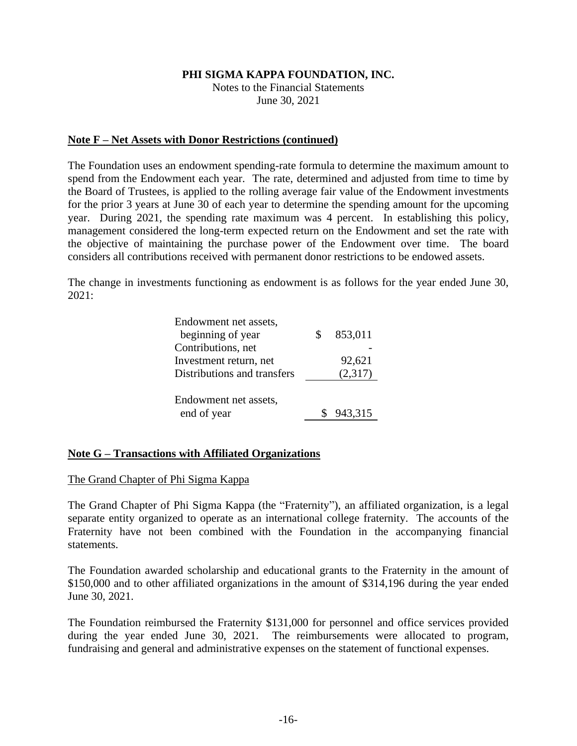**PHI SIGMA KAPPA FOUNDATION, INC.**
Notes to the Financial Statements
June 30, 2021

## Note F – Net Assets with Donor Restrictions (continued)

The Foundation uses an endowment spending-rate formula to determine the maximum amount to spend from the Endowment each year. The rate, determined and adjusted from time to time by the Board of Trustees, is applied to the rolling average fair value of the Endowment investments for the prior 3 years at June 30 of each year to determine the spending amount for the upcoming year. During 2021, the spending rate maximum was 4 percent. In establishing this policy, management considered the long-term expected return on the Endowment and set the rate with the objective of maintaining the purchase power of the Endowment over time. The board considers all contributions received with permanent donor restrictions to be endowed assets.

The change in investments functioning as endowment is as follows for the year ended June 30, 2021:

| | |
|---|---|
| Endowment net assets, beginning of year | $ 853,011 |
| Contributions, net | - |
| Investment return, net | 92,621 |
| Distributions and transfers | (2,317) |
| Endowment net assets, end of year | $ 943,315 |

## Note G – Transactions with Affiliated Organizations

The Grand Chapter of Phi Sigma Kappa

The Grand Chapter of Phi Sigma Kappa (the "Fraternity"), an affiliated organization, is a legal separate entity organized to operate as an international college fraternity. The accounts of the Fraternity have not been combined with the Foundation in the accompanying financial statements.

The Foundation awarded scholarship and educational grants to the Fraternity in the amount of $150,000 and to other affiliated organizations in the amount of $314,196 during the year ended June 30, 2021.

The Foundation reimbursed the Fraternity $131,000 for personnel and office services provided during the year ended June 30, 2021. The reimbursements were allocated to program, fundraising and general and administrative expenses on the statement of functional expenses.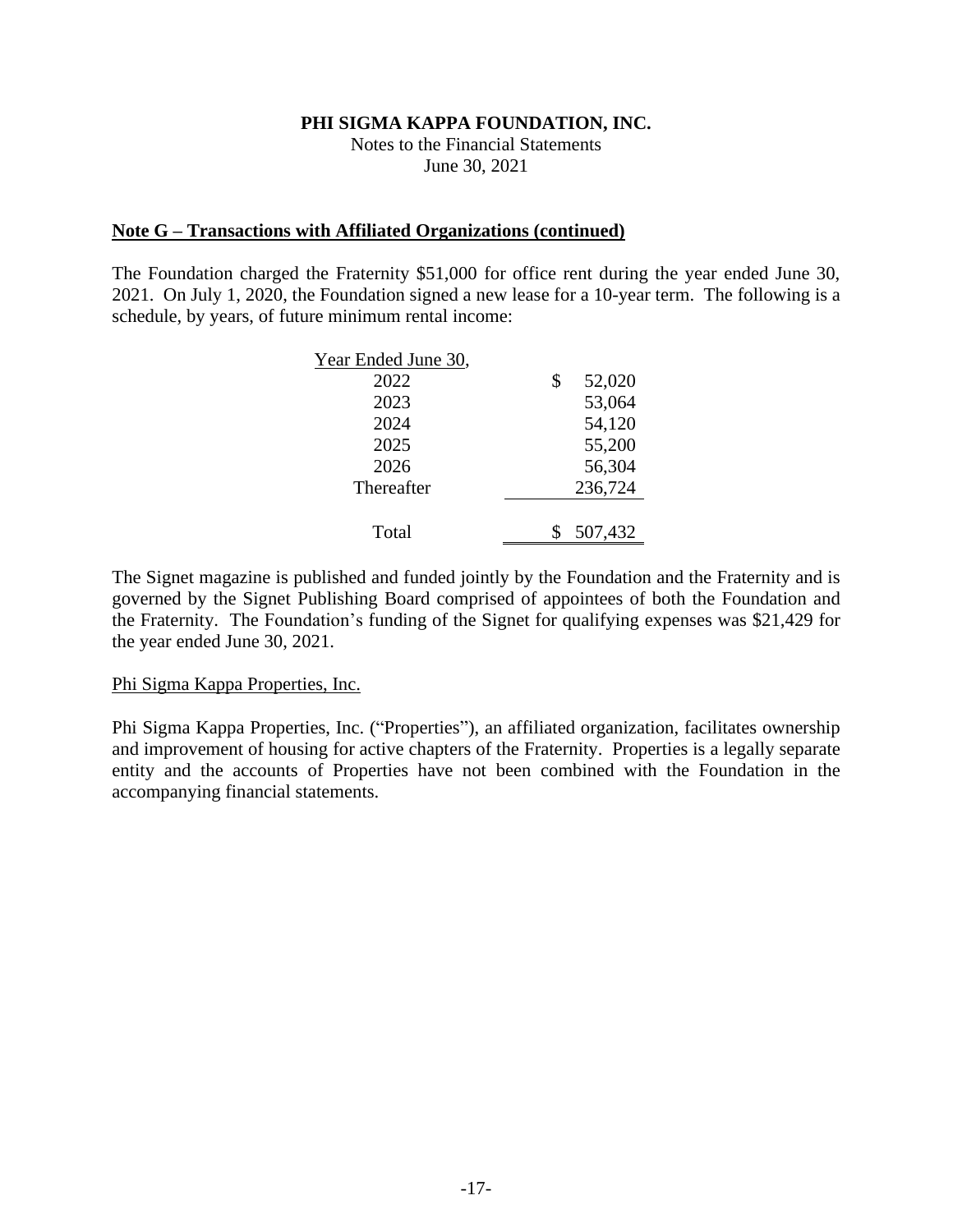**PHI SIGMA KAPPA FOUNDATION, INC.**

Notes to the Financial Statements

June 30, 2021

## Note G – Transactions with Affiliated Organizations (continued)

The Foundation charged the Fraternity $51,000 for office rent during the year ended June 30, 2021. On July 1, 2020, the Foundation signed a new lease for a 10-year term. The following is a schedule, by years, of future minimum rental income:

| Year Ended June 30, | |
|---|---|
| 2022 | $ 52,020 |
| 2023 | 53,064 |
| 2024 | 54,120 |
| 2025 | 55,200 |
| 2026 | 56,304 |
| Thereafter | 236,724 |
| Total | $ 507,432 |

The Signet magazine is published and funded jointly by the Foundation and the Fraternity and is governed by the Signet Publishing Board comprised of appointees of both the Foundation and the Fraternity. The Foundation's funding of the Signet for qualifying expenses was $21,429 for the year ended June 30, 2021.

Phi Sigma Kappa Properties, Inc.

Phi Sigma Kappa Properties, Inc. ("Properties"), an affiliated organization, facilitates ownership and improvement of housing for active chapters of the Fraternity. Properties is a legally separate entity and the accounts of Properties have not been combined with the Foundation in the accompanying financial statements.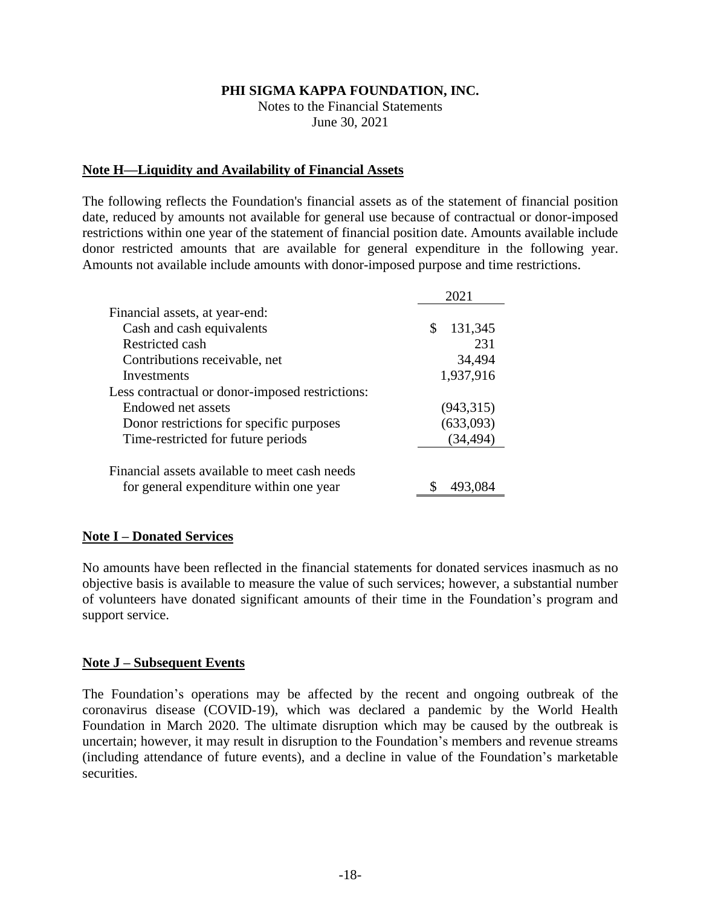# PHI SIGMA KAPPA FOUNDATION, INC.

Notes to the Financial Statements
June 30, 2021

## Note H—Liquidity and Availability of Financial Assets

The following reflects the Foundation's financial assets as of the statement of financial position date, reduced by amounts not available for general use because of contractual or donor-imposed restrictions within one year of the statement of financial position date. Amounts available include donor restricted amounts that are available for general expenditure in the following year. Amounts not available include amounts with donor-imposed purpose and time restrictions.

| | 2021 |
|---|---|
| Financial assets, at year-end: | |
| Cash and cash equivalents | $ 131,345 |
| Restricted cash | 231 |
| Contributions receivable, net | 34,494 |
| Investments | 1,937,916 |
| Less contractual or donor-imposed restrictions: | |
| Endowed net assets | (943,315) |
| Donor restrictions for specific purposes | (633,093) |
| Time-restricted for future periods | (34,494) |
| Financial assets available to meet cash needs for general expenditure within one year | $ 493,084 |

## Note I – Donated Services

No amounts have been reflected in the financial statements for donated services inasmuch as no objective basis is available to measure the value of such services; however, a substantial number of volunteers have donated significant amounts of their time in the Foundation's program and support service.

## Note J – Subsequent Events

The Foundation's operations may be affected by the recent and ongoing outbreak of the coronavirus disease (COVID-19), which was declared a pandemic by the World Health Foundation in March 2020. The ultimate disruption which may be caused by the outbreak is uncertain; however, it may result in disruption to the Foundation's members and revenue streams (including attendance of future events), and a decline in value of the Foundation's marketable securities.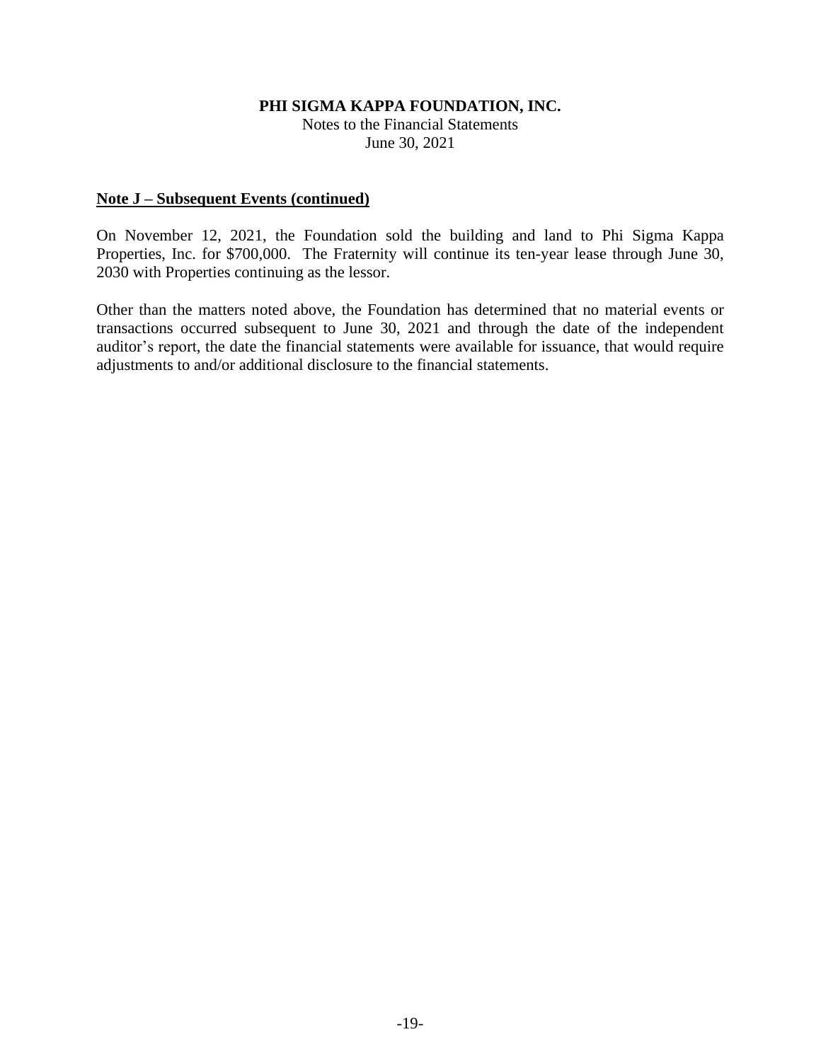**Note J – Subsequent Events (continued)**

On November 12, 2021, the Foundation sold the building and land to Phi Sigma Kappa Properties, Inc. for $700,000. The Fraternity will continue its ten-year lease through June 30, 2030 with Properties continuing as the lessor.

Other than the matters noted above, the Foundation has determined that no material events or transactions occurred subsequent to June 30, 2021 and through the date of the independent auditor's report, the date the financial statements were available for issuance, that would require adjustments to and/or additional disclosure to the financial statements.